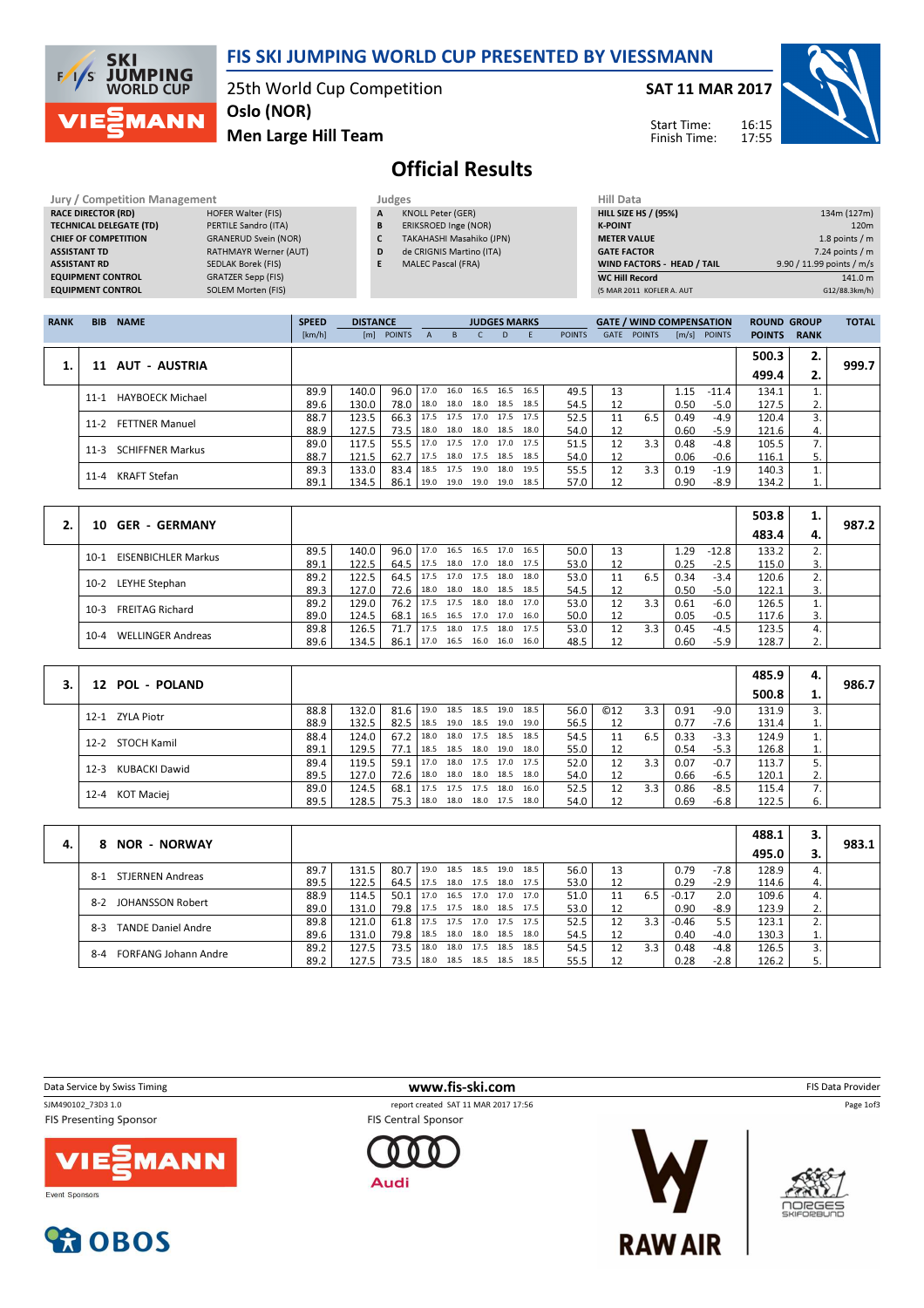# FIS SKI JUMPING WORLD CUP PRESENTED BY VIESSMANN

25th World Cup Competition
Oslo (NOR)
Men Large Hill Team

**SAT 11 MAR 2017**

Start Time: 16:15
Finish Time: 17:55

## Official Results

| Jury / Competition Management | |
|---|---|
| RACE DIRECTOR (RD) | HOFER Walter (FIS) |
| TECHNICAL DELEGATE (TD) | PERTILE Sandro (ITA) |
| CHIEF OF COMPETITION | GRANERUD Svein (NOR) |
| ASSISTANT TD | RATHMAYR Werner (AUT) |
| ASSISTANT RD | SEDLAK Borek (FIS) |
| EQUIPMENT CONTROL | GRATZER Sepp (FIS) |
| EQUIPMENT CONTROL | SOLEM Morten (FIS) |

| Judges | |
|---|---|
| A | KNOLL Peter (GER) |
| B | ERIKSROED Inge (NOR) |
| C | TAKAHASHI Masahiko (JPN) |
| D | de CRIGNIS Martino (ITA) |
| E | MALEC Pascal (FRA) |

| Hill Data | |
|---|---|
| HILL SIZE HS / (95%) | 134m (127m) |
| K-POINT | 120m |
| METER VALUE | 1.8 points / m |
| GATE FACTOR | 7.24 points / m |
| WIND FACTORS - HEAD / TAIL | 9.90 / 11.99 points / m/s |
| WC Hill Record | 141.0 m |
| (5 MAR 2011 KOFLER A. AUT | G12/88.3km/h) |

| RANK | BIB | NAME | SPEED [km/h] | DISTANCE [m] | DISTANCE POINTS | A | B | C | D | E | JUDGES POINTS | GATE | GATE POINTS | WIND [m/s] | WIND POINTS | ROUND POINTS | GROUP RANK | TOTAL |
|---|---|---|---|---|---|---|---|---|---|---|---|---|---|---|---|---|---|---|
| 1. | 11 | AUT - AUSTRIA | | | | | | | | | | | | | | 500.3 | 2. | 999.7 |
| | | | | | | | | | | | | | | | | 499.4 | 2. | |
| | 11-1 | HAYBOECK Michael | 89.9 | 140.0 | 96.0 | 17.0 | 16.0 | 16.5 | 16.5 | 16.5 | 49.5 | 13 | | 1.15 | -11.4 | 134.1 | 1. | |
| | | | 89.6 | 130.0 | 78.0 | 18.0 | 18.0 | 18.0 | 18.5 | 18.5 | 54.5 | 12 | | 0.50 | -5.0 | 127.5 | 2. | |
| | 11-2 | FETTNER Manuel | 88.7 | 123.5 | 66.3 | 17.5 | 17.5 | 17.0 | 17.5 | 17.5 | 52.5 | 11 | 6.5 | 0.49 | -4.9 | 120.4 | 3. | |
| | | | 88.9 | 127.5 | 73.5 | 18.0 | 18.0 | 18.0 | 18.5 | 18.0 | 54.0 | 12 | | 0.60 | -5.9 | 121.6 | 4. | |
| | 11-3 | SCHIFFNER Markus | 89.0 | 117.5 | 55.5 | 17.0 | 17.5 | 17.0 | 17.0 | 17.5 | 51.5 | 12 | 3.3 | 0.48 | -4.8 | 105.5 | 7. | |
| | | | 88.7 | 121.5 | 62.7 | 17.5 | 18.0 | 17.5 | 18.5 | 18.5 | 54.0 | 12 | | 0.06 | -0.6 | 116.1 | 5. | |
| | 11-4 | KRAFT Stefan | 89.3 | 133.0 | 83.4 | 18.5 | 17.5 | 19.0 | 18.0 | 19.5 | 55.5 | 12 | 3.3 | 0.19 | -1.9 | 140.3 | 1. | |
| | | | 89.1 | 134.5 | 86.1 | 19.0 | 19.0 | 19.0 | 19.0 | 18.5 | 57.0 | 12 | | 0.90 | -8.9 | 134.2 | 1. | |
| 2. | 10 | GER - GERMANY | | | | | | | | | | | | | | 503.8 | 1. | 987.2 |
| | | | | | | | | | | | | | | | | 483.4 | 4. | |
| | 10-1 | EISENBICHLER Markus | 89.5 | 140.0 | 96.0 | 17.0 | 16.5 | 16.5 | 17.0 | 16.5 | 50.0 | 13 | | 1.29 | -12.8 | 133.2 | 2. | |
| | | | 89.1 | 122.5 | 64.5 | 17.5 | 18.0 | 17.0 | 18.0 | 17.5 | 53.0 | 12 | | 0.25 | -2.5 | 115.0 | 3. | |
| | 10-2 | LEYHE Stephan | 89.2 | 122.5 | 64.5 | 17.5 | 17.0 | 17.5 | 18.0 | 18.0 | 53.0 | 11 | 6.5 | 0.34 | -3.4 | 120.6 | 2. | |
| | | | 89.3 | 127.0 | 72.6 | 18.0 | 18.0 | 18.0 | 18.5 | 18.5 | 54.5 | 12 | | 0.50 | -5.0 | 122.1 | 3. | |
| | 10-3 | FREITAG Richard | 89.2 | 129.0 | 76.2 | 17.5 | 17.5 | 18.0 | 18.0 | 17.0 | 53.0 | 12 | 3.3 | 0.61 | -6.0 | 126.5 | 1. | |
| | | | 89.0 | 124.5 | 68.1 | 16.5 | 16.5 | 17.0 | 17.0 | 16.0 | 50.0 | 12 | | 0.05 | -0.5 | 117.6 | 3. | |
| | 10-4 | WELLINGER Andreas | 89.8 | 126.5 | 71.7 | 17.5 | 18.0 | 17.5 | 18.0 | 17.5 | 53.0 | 12 | 3.3 | 0.45 | -4.5 | 123.5 | 4. | |
| | | | 89.6 | 134.5 | 86.1 | 17.0 | 16.5 | 16.0 | 16.0 | 16.0 | 48.5 | 12 | | 0.60 | -5.9 | 128.7 | 2. | |
| 3. | 12 | POL - POLAND | | | | | | | | | | | | | | 485.9 | 4. | 986.7 |
| | | | | | | | | | | | | | | | | 500.8 | 1. | |
| | 12-1 | ZYLA Piotr | 88.8 | 132.0 | 81.6 | 19.0 | 18.5 | 18.5 | 19.0 | 18.5 | 56.0 | ©12 | 3.3 | 0.91 | -9.0 | 131.9 | 3. | |
| | | | 88.9 | 132.5 | 82.5 | 18.5 | 19.0 | 18.5 | 19.0 | 19.0 | 56.5 | 12 | | 0.77 | -7.6 | 131.4 | 1. | |
| | 12-2 | STOCH Kamil | 88.4 | 124.0 | 67.2 | 18.0 | 18.0 | 17.5 | 18.5 | 18.5 | 54.5 | 11 | 6.5 | 0.33 | -3.3 | 124.9 | 1. | |
| | | | 89.1 | 129.5 | 77.1 | 18.5 | 18.5 | 18.0 | 19.0 | 18.0 | 55.0 | 12 | | 0.54 | -5.3 | 126.8 | 1. | |
| | 12-3 | KUBACKI Dawid | 89.4 | 119.5 | 59.1 | 17.0 | 18.0 | 17.5 | 17.0 | 17.5 | 52.0 | 12 | 3.3 | 0.07 | -0.7 | 113.7 | 5. | |
| | | | 89.5 | 127.0 | 72.6 | 18.0 | 18.0 | 18.0 | 18.5 | 18.0 | 54.0 | 12 | | 0.66 | -6.5 | 120.1 | 2. | |
| | 12-4 | KOT Maciej | 89.0 | 124.5 | 68.1 | 17.5 | 17.5 | 17.5 | 18.0 | 16.0 | 52.5 | 12 | 3.3 | 0.86 | -8.5 | 115.4 | 7. | |
| | | | 89.5 | 128.5 | 75.3 | 18.0 | 18.0 | 18.0 | 17.5 | 18.0 | 54.0 | 12 | | 0.69 | -6.8 | 122.5 | 6. | |
| 4. | 8 | NOR - NORWAY | | | | | | | | | | | | | | 488.1 | 3. | 983.1 |
| | | | | | | | | | | | | | | | | 495.0 | 3. | |
| | 8-1 | STJERNEN Andreas | 89.7 | 131.5 | 80.7 | 19.0 | 18.5 | 18.5 | 19.0 | 18.5 | 56.0 | 13 | | 0.79 | -7.8 | 128.9 | 4. | |
| | | | 89.5 | 122.5 | 64.5 | 17.5 | 18.0 | 17.5 | 18.0 | 17.5 | 53.0 | 12 | | 0.29 | -2.9 | 114.6 | 4. | |
| | 8-2 | JOHANSSON Robert | 88.9 | 114.5 | 50.1 | 17.0 | 16.5 | 17.0 | 17.0 | 17.0 | 51.0 | 11 | 6.5 | -0.17 | 2.0 | 109.6 | 4. | |
| | | | 89.0 | 131.0 | 79.8 | 17.5 | 17.5 | 18.0 | 18.5 | 17.5 | 53.0 | 12 | | 0.90 | -8.9 | 123.9 | 2. | |
| | 8-3 | TANDE Daniel Andre | 89.8 | 121.0 | 61.8 | 17.5 | 17.5 | 17.0 | 17.5 | 17.5 | 52.5 | 12 | 3.3 | -0.46 | 5.5 | 123.1 | 2. | |
| | | | 89.6 | 131.0 | 79.8 | 18.5 | 18.0 | 18.0 | 18.5 | 18.0 | 54.5 | 12 | | 0.40 | -4.0 | 130.3 | 1. | |
| | 8-4 | FORFANG Johann Andre | 89.2 | 127.5 | 73.5 | 18.0 | 18.0 | 17.5 | 18.5 | 18.5 | 54.5 | 12 | 3.3 | 0.48 | -4.8 | 126.5 | 3. | |
| | | | 89.2 | 127.5 | 73.5 | 18.0 | 18.5 | 18.5 | 18.5 | 18.5 | 55.5 | 12 | | 0.28 | -2.8 | 126.2 | 5. | |

Data Service by Swiss Timing — www.fis-ski.com — FIS Data Provider

SJM490102_73D3 1.0 — report created SAT 11 MAR 2017 17:56

FIS Presenting Sponsor: VIESSMANN — FIS Central Sponsor: Audi — Event Sponsors: OBOS, RAW AIR, NORGES SKIFORBUND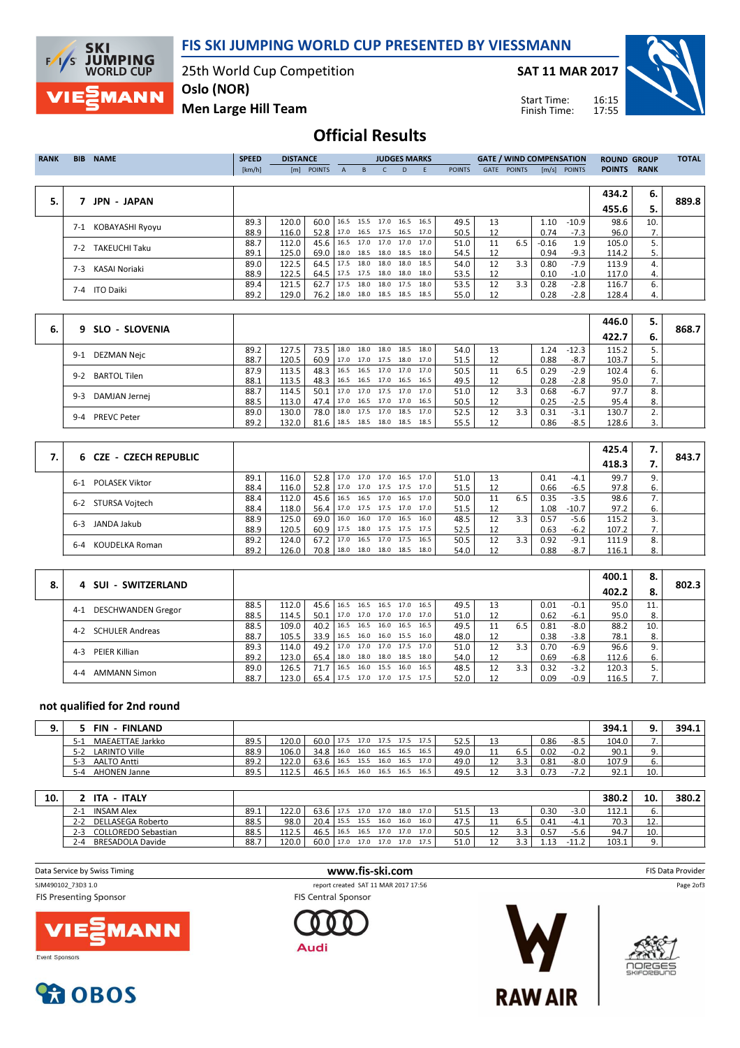# FIS SKI JUMPING WORLD CUP PRESENTED BY VIESSMANN

25th World Cup Competition
Oslo (NOR)
Men Large Hill Team

**SAT 11 MAR 2017**

Start Time: 16:15
Finish Time: 17:55

## Official Results

| RANK | BIB | NAME | SPEED [km/h] | DISTANCE [m] | DISTANCE POINTS | A | B | C | D | E | JUDGES POINTS | GATE | GATE POINTS | WIND [m/s] | WIND POINTS | ROUND POINTS | GROUP RANK | TOTAL |
|---|---|---|---|---|---|---|---|---|---|---|---|---|---|---|---|---|---|---|
| 5. | 7 | JPN - JAPAN | | | | | | | | | | | | | | 434.2 / 455.6 | 6. / 5. | 889.8 |
| | 7-1 | KOBAYASHI Ryoyu | 89.3 | 120.0 | 60.0 | 16.5 | 15.5 | 17.0 | 16.5 | 16.5 | 49.5 | 13 | | 1.10 | -10.9 | 98.6 | 10. | |
| | | | 88.9 | 116.0 | 52.8 | 17.0 | 16.5 | 17.5 | 16.5 | 17.0 | 50.5 | 12 | | 0.74 | -7.3 | 96.0 | 7. | |
| | 7-2 | TAKEUCHI Taku | 88.7 | 112.0 | 45.6 | 16.5 | 17.0 | 17.0 | 17.0 | 17.0 | 51.0 | 11 | 6.5 | -0.16 | 1.9 | 105.0 | 5. | |
| | | | 89.1 | 125.0 | 69.0 | 18.0 | 18.5 | 18.0 | 18.5 | 18.0 | 54.5 | 12 | | 0.94 | -9.3 | 114.2 | 5. | |
| | 7-3 | KASAI Noriaki | 89.0 | 122.5 | 64.5 | 17.5 | 18.0 | 18.0 | 18.0 | 18.5 | 54.0 | 12 | 3.3 | 0.80 | -7.9 | 113.9 | 4. | |
| | | | 88.9 | 122.5 | 64.5 | 17.5 | 17.5 | 18.0 | 18.0 | 18.0 | 53.5 | 12 | | 0.10 | -1.0 | 117.0 | 4. | |
| | 7-4 | ITO Daiki | 89.4 | 121.5 | 62.7 | 17.5 | 18.0 | 18.0 | 17.5 | 18.0 | 53.5 | 12 | 3.3 | 0.28 | -2.8 | 116.7 | 6. | |
| | | | 89.2 | 129.0 | 76.2 | 18.0 | 18.0 | 18.5 | 18.5 | 18.5 | 55.0 | 12 | | 0.28 | -2.8 | 128.4 | 4. | |
| 6. | 9 | SLO - SLOVENIA | | | | | | | | | | | | | | 446.0 / 422.7 | 5. / 6. | 868.7 |
| | 9-1 | DEZMAN Nejc | 89.2 | 127.5 | 73.5 | 18.0 | 18.0 | 18.0 | 18.5 | 18.0 | 54.0 | 13 | | 1.24 | -12.3 | 115.2 | 5. | |
| | | | 88.7 | 120.5 | 60.9 | 17.0 | 17.0 | 17.5 | 18.0 | 17.0 | 51.5 | 12 | | 0.88 | -8.7 | 103.7 | 5. | |
| | 9-2 | BARTOL Tilen | 87.9 | 113.5 | 48.3 | 16.5 | 16.5 | 17.0 | 17.0 | 17.0 | 50.5 | 11 | 6.5 | 0.29 | -2.9 | 102.4 | 6. | |
| | | | 88.1 | 113.5 | 48.3 | 16.5 | 16.5 | 17.0 | 16.5 | 16.5 | 49.5 | 12 | | 0.28 | -2.8 | 95.0 | 7. | |
| | 9-3 | DAMJAN Jernej | 88.7 | 114.5 | 50.1 | 17.0 | 17.0 | 17.5 | 17.0 | 17.0 | 51.0 | 12 | 3.3 | 0.68 | -6.7 | 97.7 | 8. | |
| | | | 88.5 | 113.0 | 47.4 | 17.0 | 16.5 | 17.0 | 17.0 | 16.5 | 50.5 | 12 | | 0.25 | -2.5 | 95.4 | 8. | |
| | 9-4 | PREVC Peter | 89.0 | 130.0 | 78.0 | 18.0 | 17.5 | 17.0 | 18.5 | 17.0 | 52.5 | 12 | 3.3 | 0.31 | -3.1 | 130.7 | 2. | |
| | | | 89.2 | 132.0 | 81.6 | 18.5 | 18.5 | 18.0 | 18.5 | 18.5 | 55.5 | 12 | | 0.86 | -8.5 | 128.6 | 3. | |
| 7. | 6 | CZE - CZECH REPUBLIC | | | | | | | | | | | | | | 425.4 / 418.3 | 7. / 7. | 843.7 |
| | 6-1 | POLASEK Viktor | 89.1 | 116.0 | 52.8 | 17.0 | 17.0 | 17.0 | 16.5 | 17.0 | 51.0 | 13 | | 0.41 | -4.1 | 99.7 | 9. | |
| | | | 88.4 | 116.0 | 52.8 | 17.0 | 17.0 | 17.5 | 17.5 | 17.0 | 51.5 | 12 | | 0.66 | -6.5 | 97.8 | 6. | |
| | 6-2 | STURSA Vojtech | 88.4 | 112.0 | 45.6 | 16.5 | 16.5 | 17.0 | 16.5 | 17.0 | 50.0 | 11 | 6.5 | 0.35 | -3.5 | 98.6 | 7. | |
| | | | 88.4 | 118.0 | 56.4 | 17.0 | 17.5 | 17.5 | 17.0 | 17.0 | 51.5 | 12 | | 1.08 | -10.7 | 97.2 | 6. | |
| | 6-3 | JANDA Jakub | 88.9 | 125.0 | 69.0 | 16.0 | 16.0 | 17.0 | 16.5 | 16.0 | 48.5 | 12 | 3.3 | 0.57 | -5.6 | 115.2 | 3. | |
| | | | 88.9 | 120.5 | 60.9 | 17.5 | 18.0 | 17.5 | 17.5 | 17.5 | 52.5 | 12 | | 0.63 | -6.2 | 107.2 | 7. | |
| | 6-4 | KOUDELKA Roman | 89.2 | 124.0 | 67.2 | 17.0 | 16.5 | 17.0 | 17.5 | 16.5 | 50.5 | 12 | 3.3 | 0.92 | -9.1 | 111.9 | 8. | |
| | | | 89.2 | 126.0 | 70.8 | 18.0 | 18.0 | 18.0 | 18.5 | 18.0 | 54.0 | 12 | | 0.88 | -8.7 | 116.1 | 8. | |
| 8. | 4 | SUI - SWITZERLAND | | | | | | | | | | | | | | 400.1 / 402.2 | 8. / 8. | 802.3 |
| | 4-1 | DESCHWANDEN Gregor | 88.5 | 112.0 | 45.6 | 16.5 | 16.5 | 16.5 | 17.0 | 16.5 | 49.5 | 13 | | 0.01 | -0.1 | 95.0 | 11. | |
| | | | 88.5 | 114.5 | 50.1 | 17.0 | 17.0 | 17.0 | 17.0 | 17.0 | 51.0 | 12 | | 0.62 | -6.1 | 95.0 | 8. | |
| | 4-2 | SCHULER Andreas | 88.5 | 109.0 | 40.2 | 16.5 | 16.5 | 16.0 | 16.5 | 16.5 | 49.5 | 11 | 6.5 | 0.81 | -8.0 | 88.2 | 10. | |
| | | | 88.7 | 105.5 | 33.9 | 16.5 | 16.0 | 16.0 | 15.5 | 16.0 | 48.0 | 12 | | 0.38 | -3.8 | 78.1 | 8. | |
| | 4-3 | PEIER Killian | 89.3 | 114.0 | 49.2 | 17.0 | 17.0 | 17.0 | 17.5 | 17.0 | 51.0 | 12 | 3.3 | 0.70 | -6.9 | 96.6 | 9. | |
| | | | 89.2 | 123.0 | 65.4 | 18.0 | 18.0 | 18.0 | 18.5 | 18.0 | 54.0 | 12 | | 0.69 | -6.8 | 112.6 | 6. | |
| | 4-4 | AMMANN Simon | 89.0 | 126.5 | 71.7 | 16.5 | 16.0 | 15.5 | 16.0 | 16.5 | 48.5 | 12 | 3.3 | 0.32 | -3.2 | 120.3 | 5. | |
| | | | 88.7 | 123.0 | 65.4 | 17.5 | 17.0 | 17.0 | 17.5 | 17.5 | 52.0 | 12 | | 0.09 | -0.9 | 116.5 | 7. | |

### not qualified for 2nd round

| RANK | BIB | NAME | SPEED [km/h] | DISTANCE [m] | DISTANCE POINTS | A | B | C | D | E | JUDGES POINTS | GATE | GATE POINTS | WIND [m/s] | WIND POINTS | ROUND POINTS | GROUP RANK | TOTAL |
|---|---|---|---|---|---|---|---|---|---|---|---|---|---|---|---|---|---|---|
| 9. | 5 | FIN - FINLAND | | | | | | | | | | | | | | 394.1 | 9. | 394.1 |
| | 5-1 | MAEAETTAE Jarkko | 89.5 | 120.0 | 60.0 | 17.5 | 17.0 | 17.5 | 17.5 | 17.5 | 52.5 | 13 | | 0.86 | -8.5 | 104.0 | 7. | |
| | 5-2 | LARINTO Ville | 88.9 | 106.0 | 34.8 | 16.0 | 16.0 | 16.5 | 16.5 | 16.5 | 49.0 | 11 | 6.5 | 0.02 | -0.2 | 90.1 | 9. | |
| | 5-3 | AALTO Antti | 89.2 | 122.0 | 63.6 | 16.5 | 15.5 | 16.0 | 16.5 | 17.0 | 49.0 | 12 | 3.3 | 0.81 | -8.0 | 107.9 | 6. | |
| | 5-4 | AHONEN Janne | 89.5 | 112.5 | 46.5 | 16.5 | 16.0 | 16.5 | 16.5 | 16.5 | 49.5 | 12 | 3.3 | 0.73 | -7.2 | 92.1 | 10. | |
| 10. | 2 | ITA - ITALY | | | | | | | | | | | | | | 380.2 | 10. | 380.2 |
| | 2-1 | INSAM Alex | 89.1 | 122.0 | 63.6 | 17.5 | 17.0 | 17.0 | 18.0 | 17.0 | 51.5 | 13 | | 0.30 | -3.0 | 112.1 | 6. | |
| | 2-2 | DELLASEGA Roberto | 88.5 | 98.0 | 20.4 | 15.5 | 15.5 | 16.0 | 16.0 | 16.0 | 47.5 | 11 | 6.5 | 0.41 | -4.1 | 70.3 | 12. | |
| | 2-3 | COLLOREDO Sebastian | 88.5 | 112.5 | 46.5 | 16.5 | 16.5 | 17.0 | 17.0 | 17.0 | 50.5 | 12 | 3.3 | 0.57 | -5.6 | 94.7 | 10. | |
| | 2-4 | BRESADOLA Davide | 88.7 | 120.0 | 60.0 | 17.0 | 17.0 | 17.0 | 17.0 | 17.5 | 51.0 | 12 | 3.3 | 1.13 | -11.2 | 103.1 | 9. | |

Data Service by Swiss Timing — www.fis-ski.com — FIS Data Provider

SJM490102_73D3 1.0 — report created SAT 11 MAR 2017 17:56

FIS Presenting Sponsor: VIESSMANN — FIS Central Sponsor: Audi

Event Sponsors: OBOS, RAW AIR, NORGES SKIFORBUND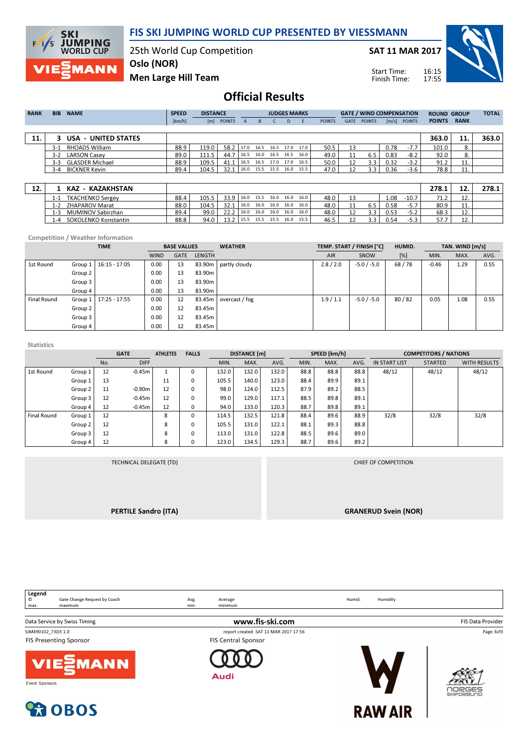# FIS SKI JUMPING WORLD CUP PRESENTED BY VIESSMANN

25th World Cup Competition
Oslo (NOR)
Men Large Hill Team

SAT 11 MAR 2017
Start Time: 16:15
Finish Time: 17:55

## Official Results

| RANK | BIB | NAME | SPEED [km/h] | DISTANCE [m] | DISTANCE POINTS | A | B | C | D | E | JUDGES POINTS | GATE | GATE POINTS | WIND [m/s] | WIND POINTS | ROUND POINTS | GROUP RANK | TOTAL |
|---|---|---|---|---|---|---|---|---|---|---|---|---|---|---|---|---|---|---|
| 11. | 3 | USA - UNITED STATES | | | | | | | | | | | | | | 363.0 | 11. | 363.0 |
| | 3-1 | RHOADS William | 88.9 | 119.0 | 58.2 | 17.0 | 16.5 | 16.5 | 17.0 | 17.0 | 50.5 | 13 | | 0.78 | -7.7 | 101.0 | 8. | |
| | 3-2 | LARSON Casey | 89.0 | 111.5 | 44.7 | 16.5 | 16.0 | 16.5 | 16.5 | 16.0 | 49.0 | 11 | 6.5 | 0.83 | -8.2 | 92.0 | 8. | |
| | 3-3 | GLASDER Michael | 88.9 | 109.5 | 41.1 | 16.5 | 16.5 | 17.0 | 17.0 | 16.5 | 50.0 | 12 | 3.3 | 0.32 | -3.2 | 91.2 | 11. | |
| | 3-4 | BICKNER Kevin | 89.4 | 104.5 | 32.1 | 16.0 | 15.5 | 15.5 | 16.0 | 15.5 | 47.0 | 12 | 3.3 | 0.36 | -3.6 | 78.8 | 11. | |
| 12. | 1 | KAZ - KAZAKHSTAN | | | | | | | | | | | | | | 278.1 | 12. | 278.1 |
| | 1-1 | TKACHENKO Sergey | 88.4 | 105.5 | 33.9 | 16.0 | 15.5 | 16.0 | 16.0 | 16.0 | 48.0 | 13 | | 1.08 | -10.7 | 71.2 | 12. | |
| | 1-2 | ZHAPAROV Marat | 88.0 | 104.5 | 32.1 | 16.0 | 16.0 | 16.0 | 16.0 | 16.0 | 48.0 | 11 | 6.5 | 0.58 | -5.7 | 80.9 | 11. | |
| | 1-3 | MUMINOV Sabirzhan | 89.4 | 99.0 | 22.2 | 16.0 | 16.0 | 16.0 | 16.0 | 16.0 | 48.0 | 12 | 3.3 | 0.53 | -5.2 | 68.3 | 12. | |
| | 1-4 | SOKOLENKO Konstantin | 88.8 | 94.0 | 13.2 | 15.5 | 15.5 | 15.5 | 16.0 | 15.5 | 46.5 | 12 | 3.3 | 0.54 | -5.3 | 57.7 | 12. | |

### Competition / Weather Information

| | | TIME | BASE VALUES WIND | GATE | LENGTH | WEATHER | TEMP. AIR | TEMP. SNOW | HUMID. [%] | TAN. WIND MIN. | MAX. | AVG. |
|---|---|---|---|---|---|---|---|---|---|---|---|---|
| 1st Round | Group 1 | 16:15 - 17:05 | 0.00 | 13 | 83.90m | partly cloudy | 2.8 / 2.0 | -5.0 / -5.0 | 68 / 78 | -0.46 | 1.29 | 0.55 |
| | Group 2 | | 0.00 | 13 | 83.90m | | | | | | | |
| | Group 3 | | 0.00 | 13 | 83.90m | | | | | | | |
| | Group 4 | | 0.00 | 13 | 83.90m | | | | | | | |
| Final Round | Group 1 | 17:25 - 17:55 | 0.00 | 12 | 83.45m | overcast / fog | 1.9 / 1.1 | -5.0 / -5.0 | 80 / 82 | 0.05 | 1.08 | 0.55 |
| | Group 2 | | 0.00 | 12 | 83.45m | | | | | | | |
| | Group 3 | | 0.00 | 12 | 83.45m | | | | | | | |
| | Group 4 | | 0.00 | 12 | 83.45m | | | | | | | |

### Statistics

| | | GATE No. | GATE DIFF | ATHLETES | FALLS | DISTANCE MIN. | DISTANCE MAX. | DISTANCE AVG. | SPEED MIN. | SPEED MAX. | SPEED AVG. | IN START LIST | STARTED | WITH RESULTS |
|---|---|---|---|---|---|---|---|---|---|---|---|---|---|---|
| 1st Round | Group 1 | 12 | -0.45m | 1 | 0 | 132.0 | 132.0 | 132.0 | 88.8 | 88.8 | 88.8 | 48/12 | 48/12 | 48/12 |
| | Group 1 | 13 | | 11 | 0 | 105.5 | 140.0 | 123.0 | 88.4 | 89.9 | 89.1 | | | |
| | Group 2 | 11 | -0.90m | 12 | 0 | 98.0 | 124.0 | 112.5 | 87.9 | 89.2 | 88.5 | | | |
| | Group 3 | 12 | -0.45m | 12 | 0 | 99.0 | 129.0 | 117.1 | 88.5 | 89.8 | 89.1 | | | |
| | Group 4 | 12 | -0.45m | 12 | 0 | 94.0 | 133.0 | 120.3 | 88.7 | 89.8 | 89.1 | | | |
| Final Round | Group 1 | 12 | | 8 | 0 | 114.5 | 132.5 | 121.8 | 88.4 | 89.6 | 88.9 | 32/8 | 32/8 | 32/8 |
| | Group 2 | 12 | | 8 | 0 | 105.5 | 131.0 | 122.1 | 88.1 | 89.3 | 88.8 | | | |
| | Group 3 | 12 | | 8 | 0 | 113.0 | 131.0 | 122.8 | 88.5 | 89.6 | 89.0 | | | |
| | Group 4 | 12 | | 8 | 0 | 123.0 | 134.5 | 129.3 | 88.7 | 89.6 | 89.2 | | | |

TECHNICAL DELEGATE (TD): **PERTILE Sandro (ITA)**

CHIEF OF COMPETITION: **GRANERUD Svein (NOR)**

Legend: © Gate Change Request by Coach; max. maximum; Avg. Average; min. minimum; Humid. Humidity

Data Service by Swiss Timing — www.fis-ski.com — FIS Data Provider

SJM490102_73D3 1.0 — report created SAT 11 MAR 2017 17:56

FIS Presenting Sponsor: VIESSMANN — FIS Central Sponsor: Audi — Event Sponsors: OBOS, RAW AIR, NORGES SKIFORBUND